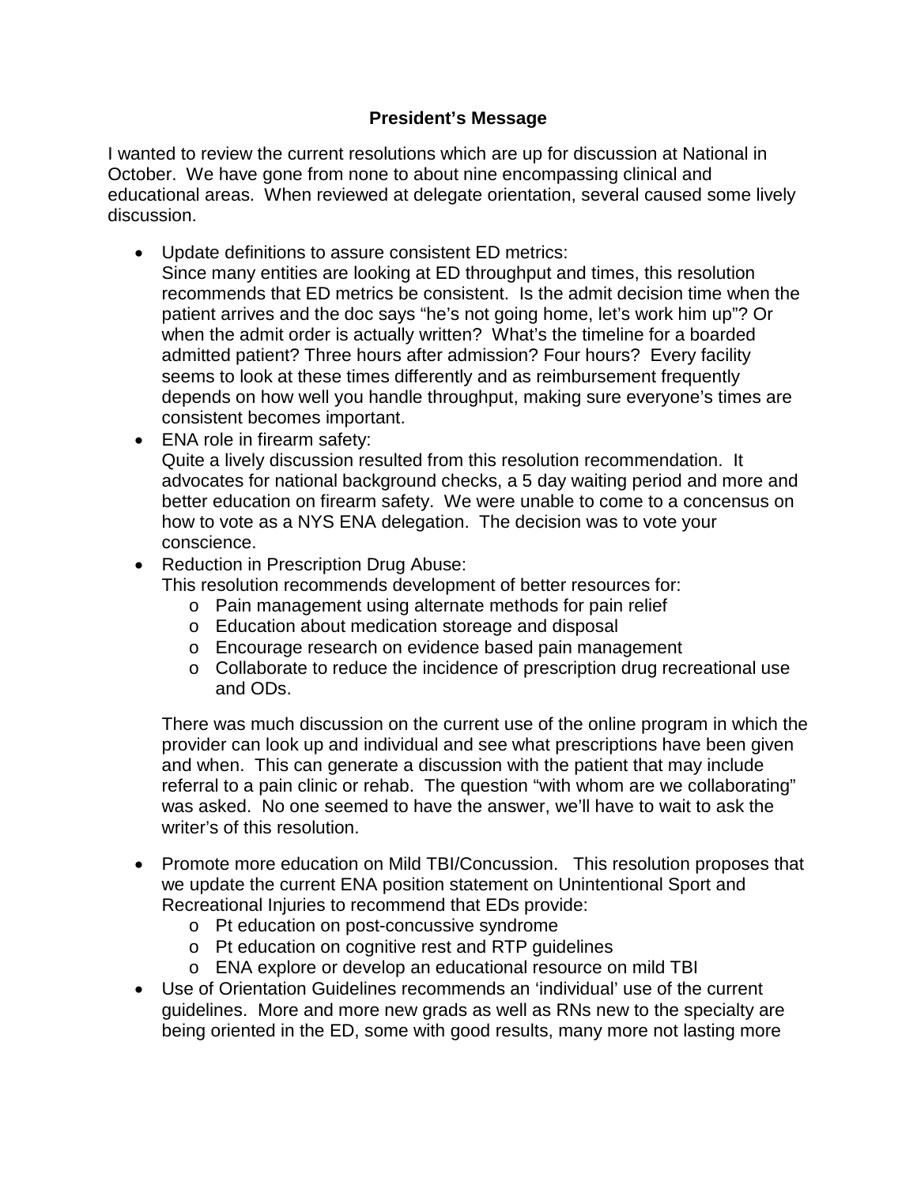**President's Message**

I wanted to review the current resolutions which are up for discussion at National in October. We have gone from none to about nine encompassing clinical and educational areas. When reviewed at delegate orientation, several caused some lively discussion.

- Update definitions to assure consistent ED metrics:
  Since many entities are looking at ED throughput and times, this resolution recommends that ED metrics be consistent. Is the admit decision time when the patient arrives and the doc says "he's not going home, let's work him up"? Or when the admit order is actually written? What's the timeline for a boarded admitted patient? Three hours after admission? Four hours? Every facility seems to look at these times differently and as reimbursement frequently depends on how well you handle throughput, making sure everyone's times are consistent becomes important.
- ENA role in firearm safety:
  Quite a lively discussion resulted from this resolution recommendation. It advocates for national background checks, a 5 day waiting period and more and better education on firearm safety. We were unable to come to a concensus on how to vote as a NYS ENA delegation. The decision was to vote your conscience.
- Reduction in Prescription Drug Abuse:
  This resolution recommends development of better resources for:
  - Pain management using alternate methods for pain relief
  - Education about medication storeage and disposal
  - Encourage research on evidence based pain management
  - Collaborate to reduce the incidence of prescription drug recreational use and ODs.

  There was much discussion on the current use of the online program in which the provider can look up and individual and see what prescriptions have been given and when. This can generate a discussion with the patient that may include referral to a pain clinic or rehab. The question "with whom are we collaborating" was asked. No one seemed to have the answer, we'll have to wait to ask the writer's of this resolution.

- Promote more education on Mild TBI/Concussion. This resolution proposes that we update the current ENA position statement on Unintentional Sport and Recreational Injuries to recommend that EDs provide:
  - Pt education on post-concussive syndrome
  - Pt education on cognitive rest and RTP guidelines
  - ENA explore or develop an educational resource on mild TBI
- Use of Orientation Guidelines recommends an 'individual' use of the current guidelines. More and more new grads as well as RNs new to the specialty are being oriented in the ED, some with good results, many more not lasting more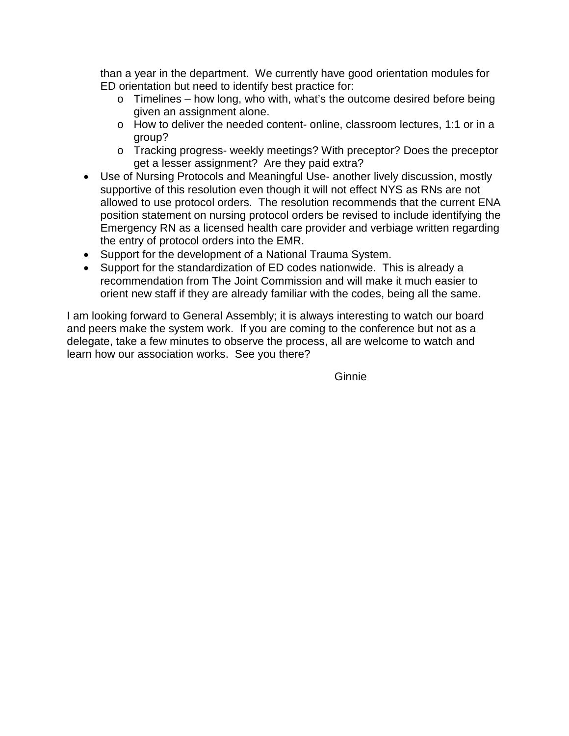than a year in the department. We currently have good orientation modules for ED orientation but need to identify best practice for:

  - Timelines – how long, who with, what's the outcome desired before being given an assignment alone.
  - How to deliver the needed content- online, classroom lectures, 1:1 or in a group?
  - Tracking progress- weekly meetings? With preceptor? Does the preceptor get a lesser assignment? Are they paid extra?

- Use of Nursing Protocols and Meaningful Use- another lively discussion, mostly supportive of this resolution even though it will not effect NYS as RNs are not allowed to use protocol orders. The resolution recommends that the current ENA position statement on nursing protocol orders be revised to include identifying the Emergency RN as a licensed health care provider and verbiage written regarding the entry of protocol orders into the EMR.
- Support for the development of a National Trauma System.
- Support for the standardization of ED codes nationwide. This is already a recommendation from The Joint Commission and will make it much easier to orient new staff if they are already familiar with the codes, being all the same.

I am looking forward to General Assembly; it is always interesting to watch our board and peers make the system work. If you are coming to the conference but not as a delegate, take a few minutes to observe the process, all are welcome to watch and learn how our association works. See you there?

Ginnie